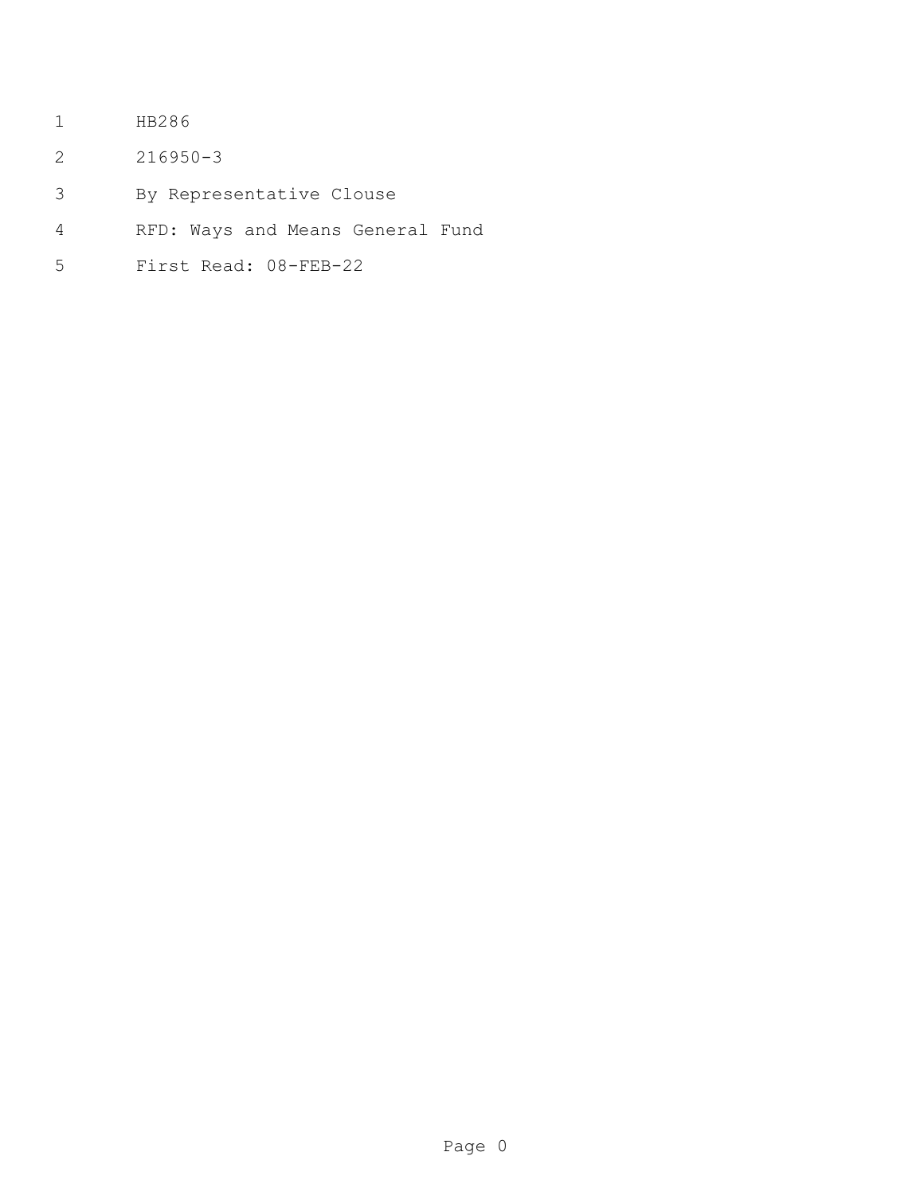HB286

216950-3

By Representative Clouse

RFD: Ways and Means General Fund

First Read: 08-FEB-22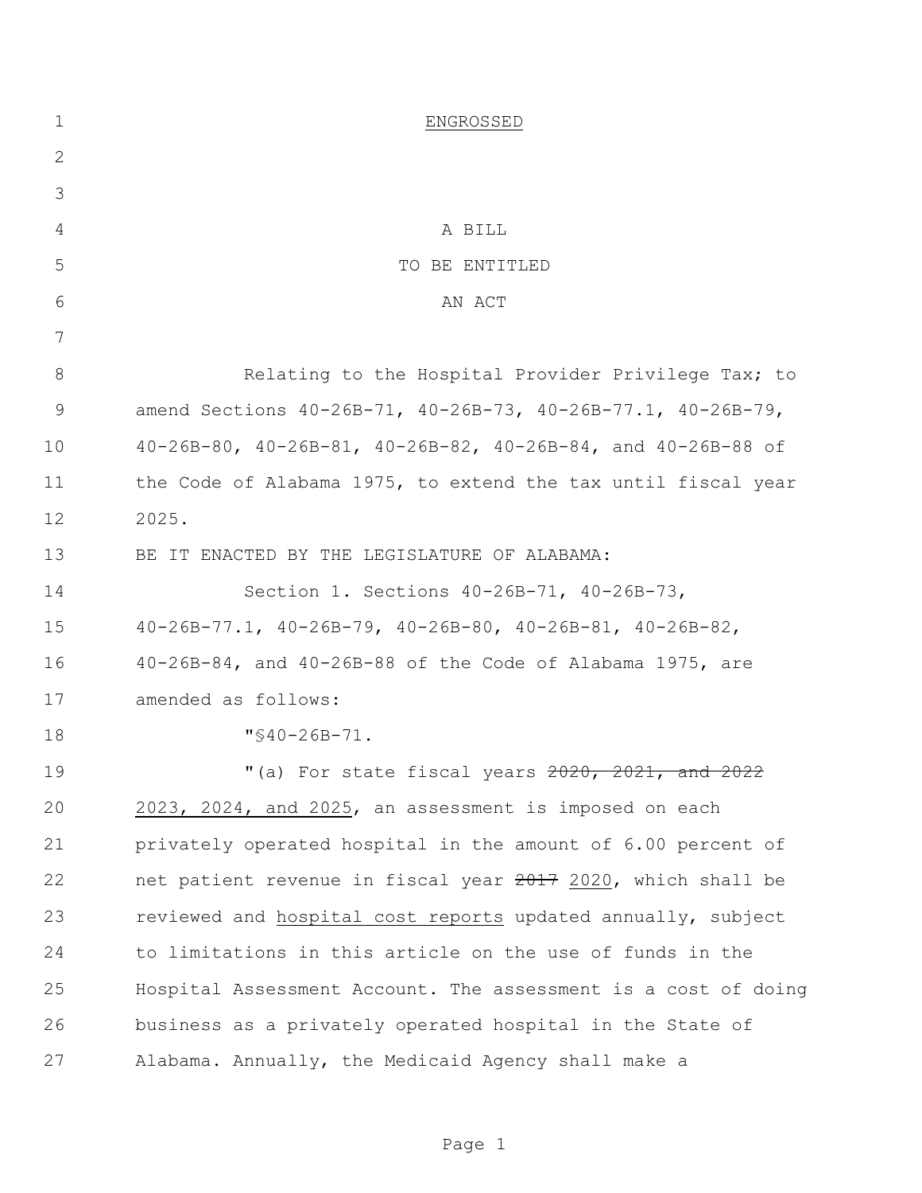ENGROSSED

A BILL
TO BE ENTITLED
AN ACT

Relating to the Hospital Provider Privilege Tax; to amend Sections 40-26B-71, 40-26B-73, 40-26B-77.1, 40-26B-79, 40-26B-80, 40-26B-81, 40-26B-82, 40-26B-84, and 40-26B-88 of the Code of Alabama 1975, to extend the tax until fiscal year 2025.

BE IT ENACTED BY THE LEGISLATURE OF ALABAMA:

Section 1. Sections 40-26B-71, 40-26B-73, 40-26B-77.1, 40-26B-79, 40-26B-80, 40-26B-81, 40-26B-82, 40-26B-84, and 40-26B-88 of the Code of Alabama 1975, are amended as follows:

"§40-26B-71.

"(a) For state fiscal years ~~2020, 2021, and 2022~~ 2023, 2024, and 2025, an assessment is imposed on each privately operated hospital in the amount of 6.00 percent of net patient revenue in fiscal year ~~2017~~ 2020, which shall be reviewed and hospital cost reports updated annually, subject to limitations in this article on the use of funds in the Hospital Assessment Account. The assessment is a cost of doing business as a privately operated hospital in the State of Alabama. Annually, the Medicaid Agency shall make a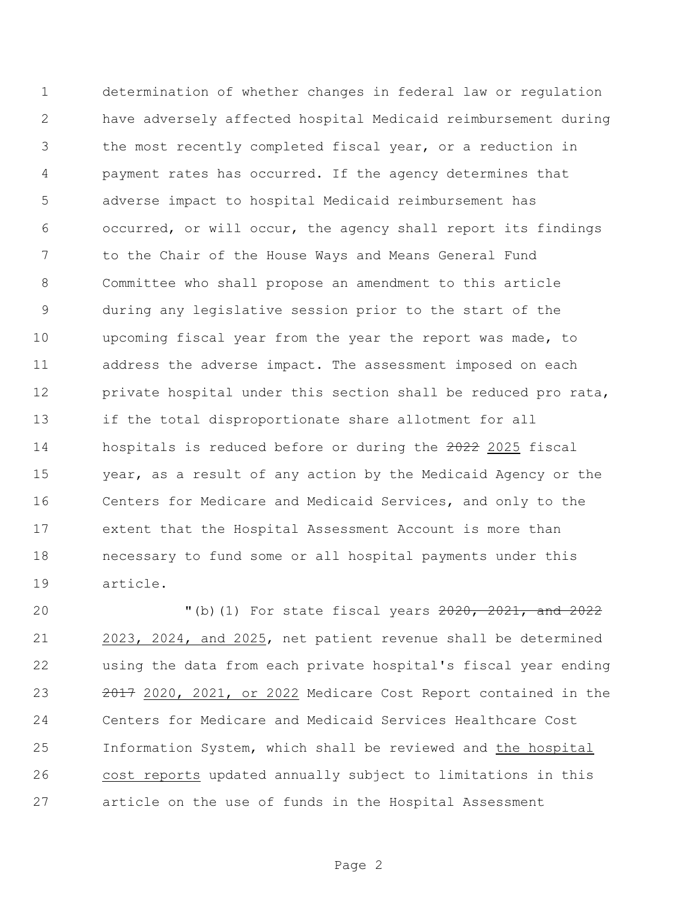determination of whether changes in federal law or regulation have adversely affected hospital Medicaid reimbursement during the most recently completed fiscal year, or a reduction in payment rates has occurred. If the agency determines that adverse impact to hospital Medicaid reimbursement has occurred, or will occur, the agency shall report its findings to the Chair of the House Ways and Means General Fund Committee who shall propose an amendment to this article during any legislative session prior to the start of the upcoming fiscal year from the year the report was made, to address the adverse impact. The assessment imposed on each private hospital under this section shall be reduced pro rata, if the total disproportionate share allotment for all hospitals is reduced before or during the ~~2022~~ 2025 fiscal year, as a result of any action by the Medicaid Agency or the Centers for Medicare and Medicaid Services, and only to the extent that the Hospital Assessment Account is more than necessary to fund some or all hospital payments under this article.

"(b)(1) For state fiscal years ~~2020, 2021, and 2022~~ 2023, 2024, and 2025, net patient revenue shall be determined using the data from each private hospital's fiscal year ending ~~2017~~ 2020, 2021, or 2022 Medicare Cost Report contained in the Centers for Medicare and Medicaid Services Healthcare Cost Information System, which shall be reviewed and the hospital cost reports updated annually subject to limitations in this article on the use of funds in the Hospital Assessment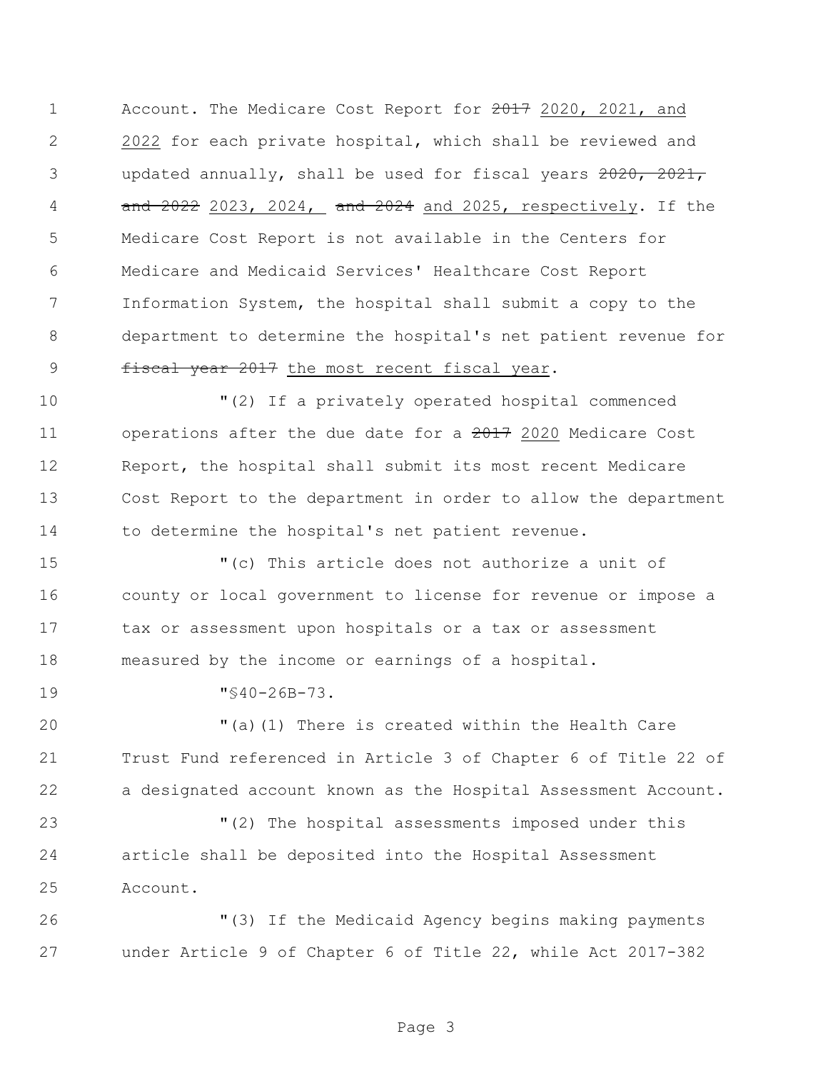Account. The Medicare Cost Report for ~~2017~~ 2020, 2021, and 2022 for each private hospital, which shall be reviewed and updated annually, shall be used for fiscal years ~~2020, 2021, and 2022~~ 2023, 2024, ~~and 2024~~ and 2025, respectively. If the Medicare Cost Report is not available in the Centers for Medicare and Medicaid Services' Healthcare Cost Report Information System, the hospital shall submit a copy to the department to determine the hospital's net patient revenue for ~~fiscal year 2017~~ the most recent fiscal year.

"(2) If a privately operated hospital commenced operations after the due date for a ~~2017~~ 2020 Medicare Cost Report, the hospital shall submit its most recent Medicare Cost Report to the department in order to allow the department to determine the hospital's net patient revenue.

"(c) This article does not authorize a unit of county or local government to license for revenue or impose a tax or assessment upon hospitals or a tax or assessment measured by the income or earnings of a hospital.

"§40-26B-73.

"(a)(1) There is created within the Health Care Trust Fund referenced in Article 3 of Chapter 6 of Title 22 of a designated account known as the Hospital Assessment Account.

"(2) The hospital assessments imposed under this article shall be deposited into the Hospital Assessment Account.

"(3) If the Medicaid Agency begins making payments under Article 9 of Chapter 6 of Title 22, while Act 2017-382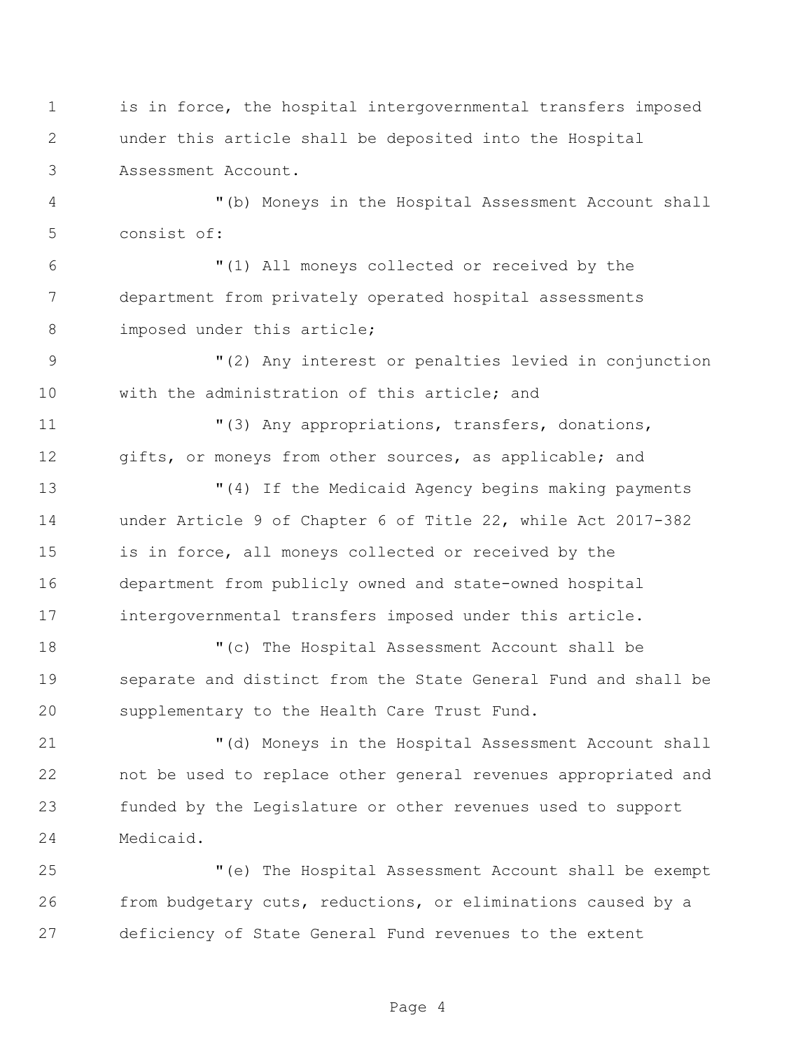is in force, the hospital intergovernmental transfers imposed under this article shall be deposited into the Hospital Assessment Account.

"(b) Moneys in the Hospital Assessment Account shall consist of:

"(1) All moneys collected or received by the department from privately operated hospital assessments imposed under this article;

"(2) Any interest or penalties levied in conjunction with the administration of this article; and

"(3) Any appropriations, transfers, donations, gifts, or moneys from other sources, as applicable; and

"(4) If the Medicaid Agency begins making payments under Article 9 of Chapter 6 of Title 22, while Act 2017-382 is in force, all moneys collected or received by the department from publicly owned and state-owned hospital intergovernmental transfers imposed under this article.

"(c) The Hospital Assessment Account shall be separate and distinct from the State General Fund and shall be supplementary to the Health Care Trust Fund.

"(d) Moneys in the Hospital Assessment Account shall not be used to replace other general revenues appropriated and funded by the Legislature or other revenues used to support Medicaid.

"(e) The Hospital Assessment Account shall be exempt from budgetary cuts, reductions, or eliminations caused by a deficiency of State General Fund revenues to the extent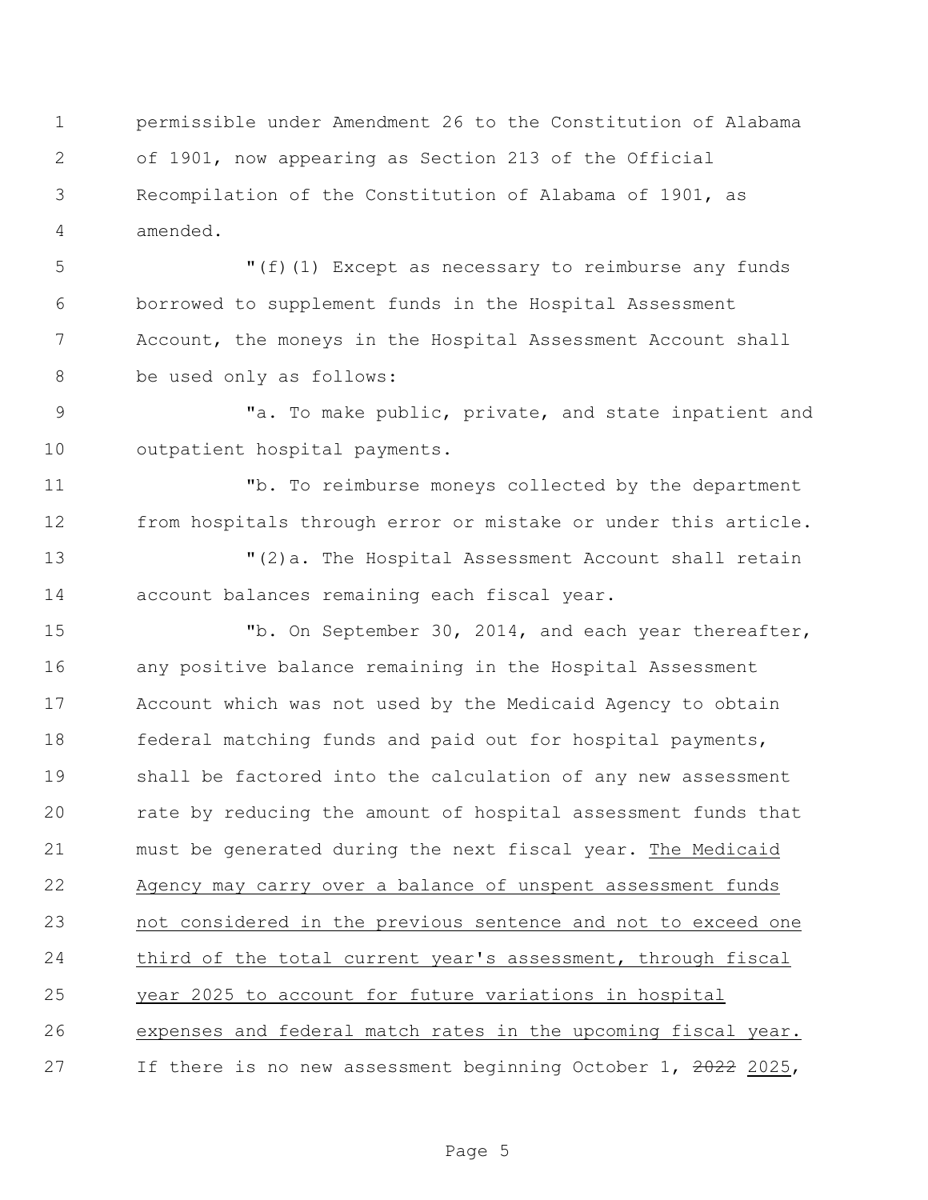permissible under Amendment 26 to the Constitution of Alabama of 1901, now appearing as Section 213 of the Official Recompilation of the Constitution of Alabama of 1901, as amended.

"(f)(1) Except as necessary to reimburse any funds borrowed to supplement funds in the Hospital Assessment Account, the moneys in the Hospital Assessment Account shall be used only as follows:

"a. To make public, private, and state inpatient and outpatient hospital payments.

"b. To reimburse moneys collected by the department from hospitals through error or mistake or under this article.

"(2)a. The Hospital Assessment Account shall retain account balances remaining each fiscal year.

"b. On September 30, 2014, and each year thereafter, any positive balance remaining in the Hospital Assessment Account which was not used by the Medicaid Agency to obtain federal matching funds and paid out for hospital payments, shall be factored into the calculation of any new assessment rate by reducing the amount of hospital assessment funds that must be generated during the next fiscal year. <u>The Medicaid Agency may carry over a balance of unspent assessment funds not considered in the previous sentence and not to exceed one third of the total current year's assessment, through fiscal year 2025 to account for future variations in hospital expenses and federal match rates in the upcoming fiscal year.</u> If there is no new assessment beginning October 1, ~~2022~~ <u>2025</u>,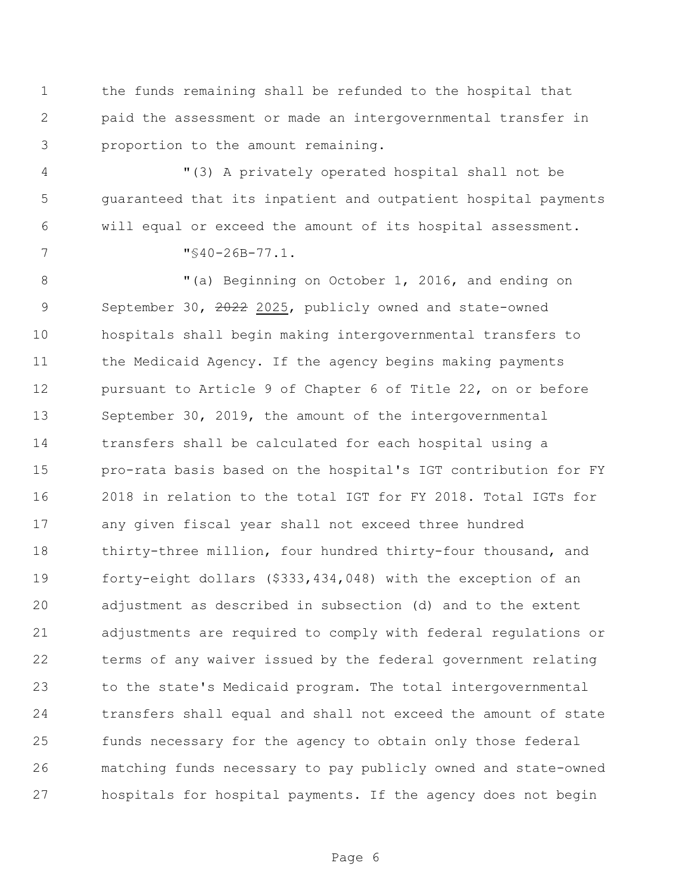the funds remaining shall be refunded to the hospital that paid the assessment or made an intergovernmental transfer in proportion to the amount remaining.

"(3) A privately operated hospital shall not be guaranteed that its inpatient and outpatient hospital payments will equal or exceed the amount of its hospital assessment.

"§40-26B-77.1.

"(a) Beginning on October 1, 2016, and ending on September 30, ~~2022~~ 2025, publicly owned and state-owned hospitals shall begin making intergovernmental transfers to the Medicaid Agency. If the agency begins making payments pursuant to Article 9 of Chapter 6 of Title 22, on or before September 30, 2019, the amount of the intergovernmental transfers shall be calculated for each hospital using a pro-rata basis based on the hospital's IGT contribution for FY 2018 in relation to the total IGT for FY 2018. Total IGTs for any given fiscal year shall not exceed three hundred thirty-three million, four hundred thirty-four thousand, and forty-eight dollars ($333,434,048) with the exception of an adjustment as described in subsection (d) and to the extent adjustments are required to comply with federal regulations or terms of any waiver issued by the federal government relating to the state's Medicaid program. The total intergovernmental transfers shall equal and shall not exceed the amount of state funds necessary for the agency to obtain only those federal matching funds necessary to pay publicly owned and state-owned hospitals for hospital payments. If the agency does not begin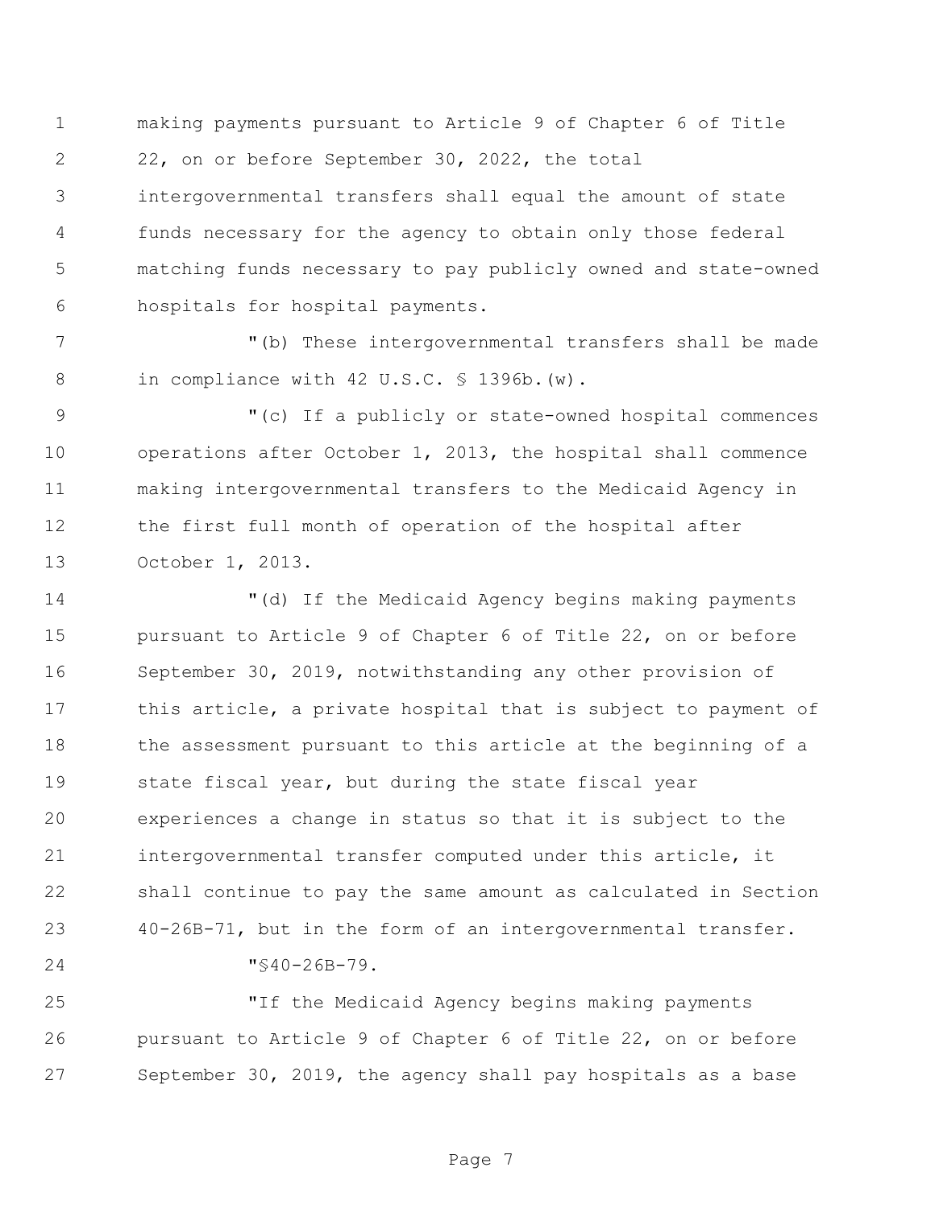making payments pursuant to Article 9 of Chapter 6 of Title 22, on or before September 30, 2022, the total intergovernmental transfers shall equal the amount of state funds necessary for the agency to obtain only those federal matching funds necessary to pay publicly owned and state-owned hospitals for hospital payments.

"(b) These intergovernmental transfers shall be made in compliance with 42 U.S.C. § 1396b.(w).

"(c) If a publicly or state-owned hospital commences operations after October 1, 2013, the hospital shall commence making intergovernmental transfers to the Medicaid Agency in the first full month of operation of the hospital after October 1, 2013.

"(d) If the Medicaid Agency begins making payments pursuant to Article 9 of Chapter 6 of Title 22, on or before September 30, 2019, notwithstanding any other provision of this article, a private hospital that is subject to payment of the assessment pursuant to this article at the beginning of a state fiscal year, but during the state fiscal year experiences a change in status so that it is subject to the intergovernmental transfer computed under this article, it shall continue to pay the same amount as calculated in Section 40-26B-71, but in the form of an intergovernmental transfer.

"§40-26B-79.

"If the Medicaid Agency begins making payments pursuant to Article 9 of Chapter 6 of Title 22, on or before September 30, 2019, the agency shall pay hospitals as a base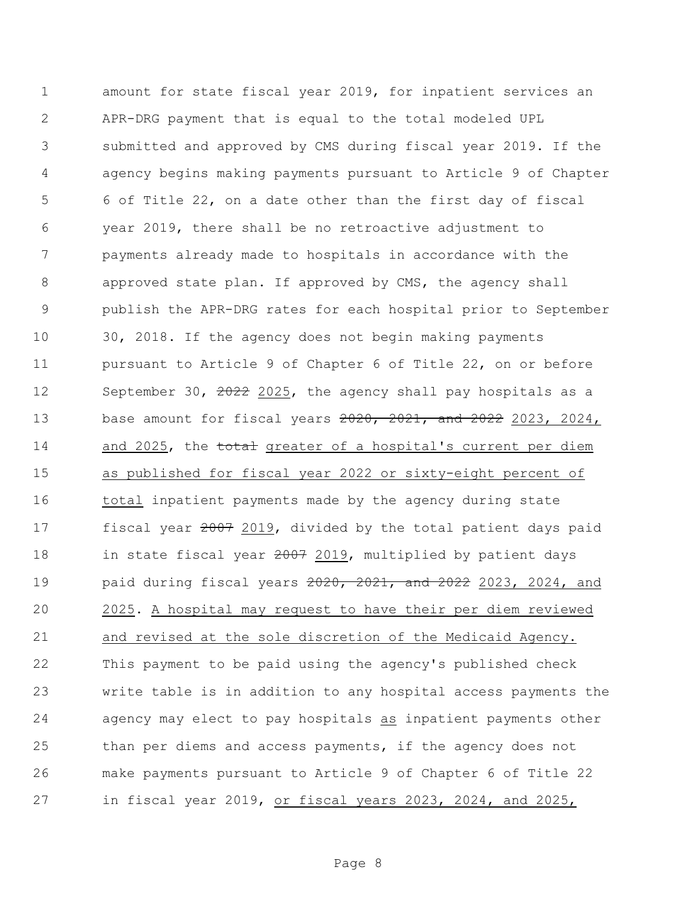amount for state fiscal year 2019, for inpatient services an APR-DRG payment that is equal to the total modeled UPL submitted and approved by CMS during fiscal year 2019. If the agency begins making payments pursuant to Article 9 of Chapter 6 of Title 22, on a date other than the first day of fiscal year 2019, there shall be no retroactive adjustment to payments already made to hospitals in accordance with the approved state plan. If approved by CMS, the agency shall publish the APR-DRG rates for each hospital prior to September 30, 2018. If the agency does not begin making payments pursuant to Article 9 of Chapter 6 of Title 22, on or before September 30, ~~2022~~ <u>2025</u>, the agency shall pay hospitals as a base amount for fiscal years ~~2020, 2021, and 2022~~ <u>2023, 2024, and 2025</u>, the ~~total~~ <u>greater of a hospital's current per diem as published for fiscal year 2022 or sixty-eight percent of total</u> inpatient payments made by the agency during state fiscal year ~~2007~~ <u>2019</u>, divided by the total patient days paid in state fiscal year ~~2007~~ <u>2019</u>, multiplied by patient days paid during fiscal years ~~2020, 2021, and 2022~~ <u>2023, 2024, and 2025</u>. <u>A hospital may request to have their per diem reviewed and revised at the sole discretion of the Medicaid Agency.</u> This payment to be paid using the agency's published check write table is in addition to any hospital access payments the agency may elect to pay hospitals <u>as</u> inpatient payments other than per diems and access payments, if the agency does not make payments pursuant to Article 9 of Chapter 6 of Title 22 in fiscal year 2019, <u>or fiscal years 2023, 2024, and 2025,</u>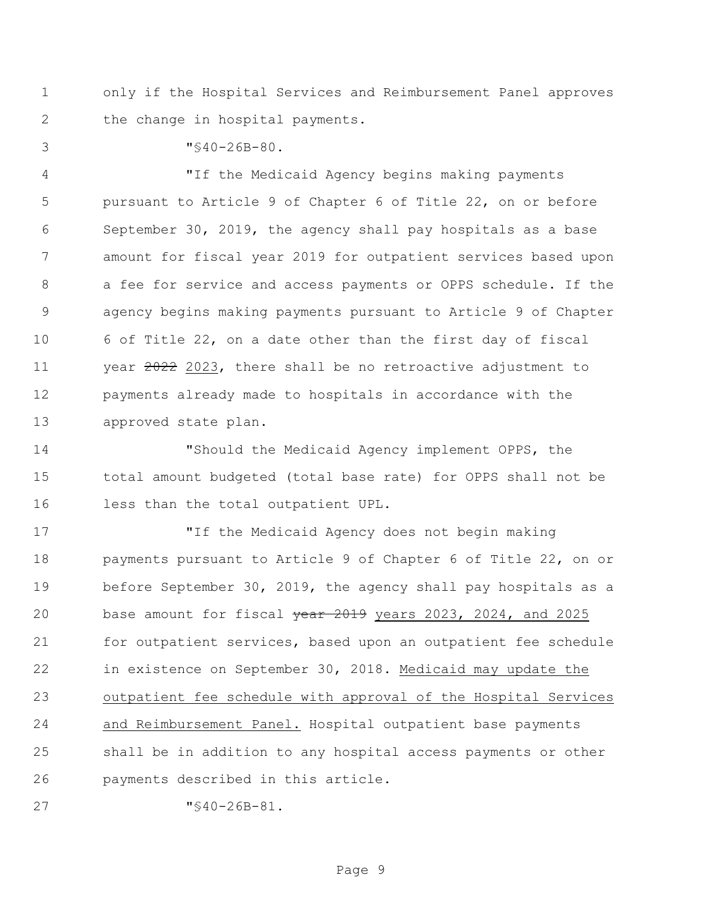only if the Hospital Services and Reimbursement Panel approves the change in hospital payments.

"§40-26B-80.

"If the Medicaid Agency begins making payments pursuant to Article 9 of Chapter 6 of Title 22, on or before September 30, 2019, the agency shall pay hospitals as a base amount for fiscal year 2019 for outpatient services based upon a fee for service and access payments or OPPS schedule. If the agency begins making payments pursuant to Article 9 of Chapter 6 of Title 22, on a date other than the first day of fiscal year ~~2022~~ <u>2023</u>, there shall be no retroactive adjustment to payments already made to hospitals in accordance with the approved state plan.

"Should the Medicaid Agency implement OPPS, the total amount budgeted (total base rate) for OPPS shall not be less than the total outpatient UPL.

"If the Medicaid Agency does not begin making payments pursuant to Article 9 of Chapter 6 of Title 22, on or before September 30, 2019, the agency shall pay hospitals as a base amount for fiscal ~~year 2019~~ <u>years 2023, 2024, and 2025</u> for outpatient services, based upon an outpatient fee schedule in existence on September 30, 2018. <u>Medicaid may update the outpatient fee schedule with approval of the Hospital Services and Reimbursement Panel.</u> Hospital outpatient base payments shall be in addition to any hospital access payments or other payments described in this article.

"§40-26B-81.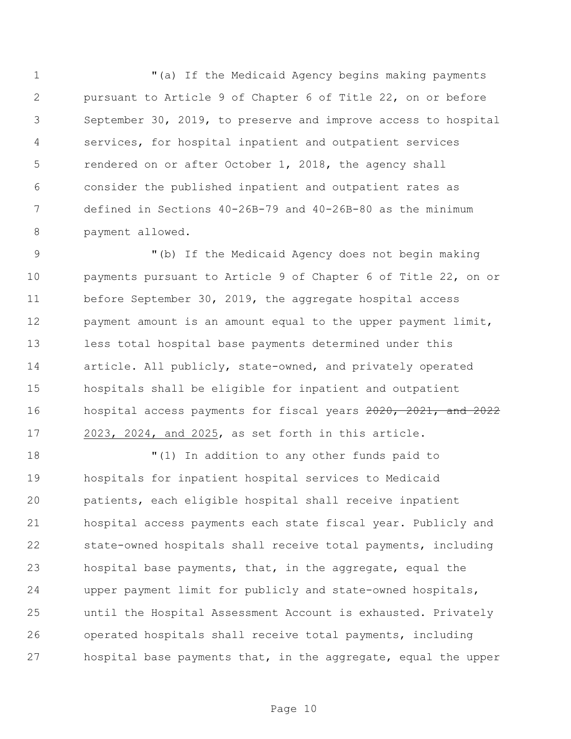"(a) If the Medicaid Agency begins making payments pursuant to Article 9 of Chapter 6 of Title 22, on or before September 30, 2019, to preserve and improve access to hospital services, for hospital inpatient and outpatient services rendered on or after October 1, 2018, the agency shall consider the published inpatient and outpatient rates as defined in Sections 40-26B-79 and 40-26B-80 as the minimum payment allowed.

"(b) If the Medicaid Agency does not begin making payments pursuant to Article 9 of Chapter 6 of Title 22, on or before September 30, 2019, the aggregate hospital access payment amount is an amount equal to the upper payment limit, less total hospital base payments determined under this article. All publicly, state-owned, and privately operated hospitals shall be eligible for inpatient and outpatient hospital access payments for fiscal years ~~2020, 2021, and 2022~~ 2023, 2024, and 2025, as set forth in this article.

"(1) In addition to any other funds paid to hospitals for inpatient hospital services to Medicaid patients, each eligible hospital shall receive inpatient hospital access payments each state fiscal year. Publicly and state-owned hospitals shall receive total payments, including hospital base payments, that, in the aggregate, equal the upper payment limit for publicly and state-owned hospitals, until the Hospital Assessment Account is exhausted. Privately operated hospitals shall receive total payments, including hospital base payments that, in the aggregate, equal the upper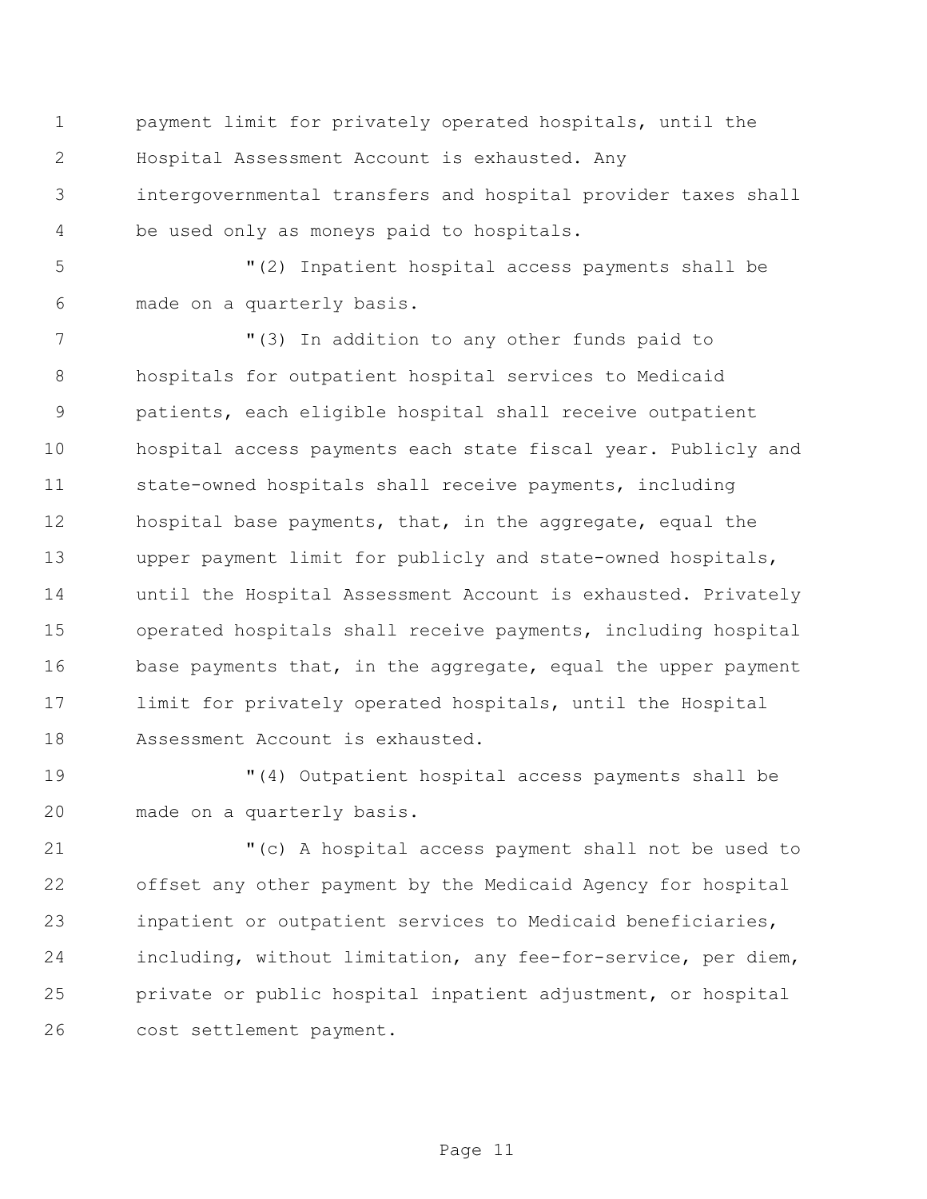payment limit for privately operated hospitals, until the Hospital Assessment Account is exhausted. Any intergovernmental transfers and hospital provider taxes shall be used only as moneys paid to hospitals.

"(2) Inpatient hospital access payments shall be made on a quarterly basis.

"(3) In addition to any other funds paid to hospitals for outpatient hospital services to Medicaid patients, each eligible hospital shall receive outpatient hospital access payments each state fiscal year. Publicly and state-owned hospitals shall receive payments, including hospital base payments, that, in the aggregate, equal the upper payment limit for publicly and state-owned hospitals, until the Hospital Assessment Account is exhausted. Privately operated hospitals shall receive payments, including hospital base payments that, in the aggregate, equal the upper payment limit for privately operated hospitals, until the Hospital Assessment Account is exhausted.

"(4) Outpatient hospital access payments shall be made on a quarterly basis.

"(c) A hospital access payment shall not be used to offset any other payment by the Medicaid Agency for hospital inpatient or outpatient services to Medicaid beneficiaries, including, without limitation, any fee-for-service, per diem, private or public hospital inpatient adjustment, or hospital cost settlement payment.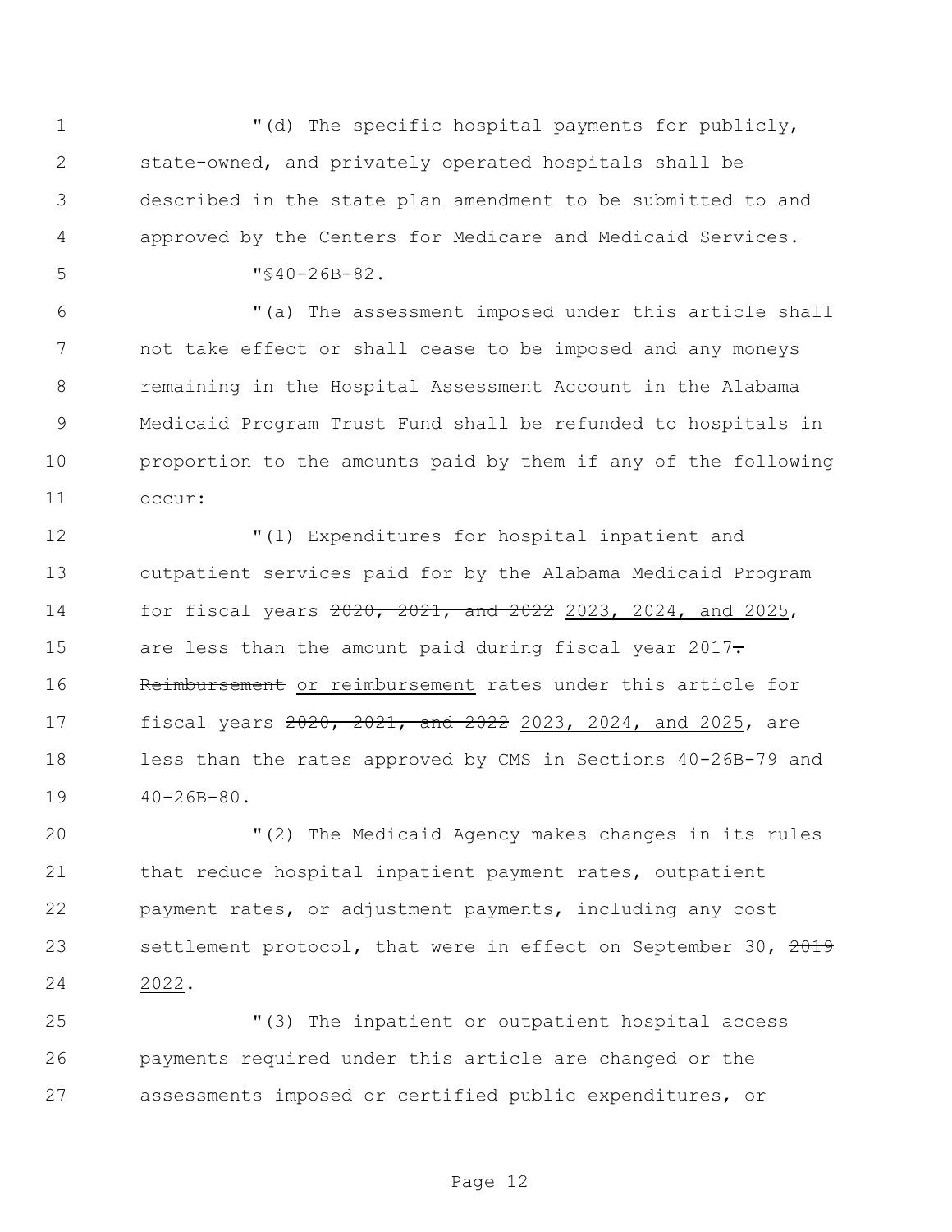"(d) The specific hospital payments for publicly, state-owned, and privately operated hospitals shall be described in the state plan amendment to be submitted to and approved by the Centers for Medicare and Medicaid Services.

"§40-26B-82.

"(a) The assessment imposed under this article shall not take effect or shall cease to be imposed and any moneys remaining in the Hospital Assessment Account in the Alabama Medicaid Program Trust Fund shall be refunded to hospitals in proportion to the amounts paid by them if any of the following occur:

"(1) Expenditures for hospital inpatient and outpatient services paid for by the Alabama Medicaid Program for fiscal years ~~2020, 2021, and 2022~~ 2023, 2024, and 2025, are less than the amount paid during fiscal year 2017~~.~~ ~~Reimbursement~~ or reimbursement rates under this article for fiscal years ~~2020, 2021, and 2022~~ 2023, 2024, and 2025, are less than the rates approved by CMS in Sections 40-26B-79 and 40-26B-80.

"(2) The Medicaid Agency makes changes in its rules that reduce hospital inpatient payment rates, outpatient payment rates, or adjustment payments, including any cost settlement protocol, that were in effect on September 30, ~~2019~~ 2022.

"(3) The inpatient or outpatient hospital access payments required under this article are changed or the assessments imposed or certified public expenditures, or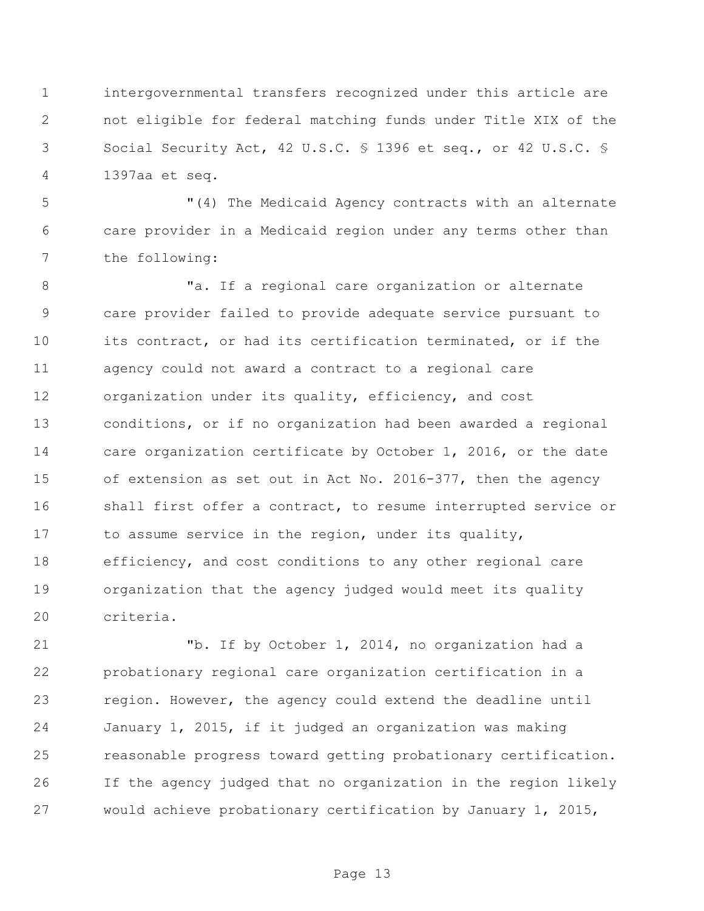intergovernmental transfers recognized under this article are not eligible for federal matching funds under Title XIX of the Social Security Act, 42 U.S.C. § 1396 et seq., or 42 U.S.C. § 1397aa et seq.

"(4) The Medicaid Agency contracts with an alternate care provider in a Medicaid region under any terms other than the following:

"a. If a regional care organization or alternate care provider failed to provide adequate service pursuant to its contract, or had its certification terminated, or if the agency could not award a contract to a regional care organization under its quality, efficiency, and cost conditions, or if no organization had been awarded a regional care organization certificate by October 1, 2016, or the date of extension as set out in Act No. 2016-377, then the agency shall first offer a contract, to resume interrupted service or to assume service in the region, under its quality, efficiency, and cost conditions to any other regional care organization that the agency judged would meet its quality criteria.

"b. If by October 1, 2014, no organization had a probationary regional care organization certification in a region. However, the agency could extend the deadline until January 1, 2015, if it judged an organization was making reasonable progress toward getting probationary certification. If the agency judged that no organization in the region likely would achieve probationary certification by January 1, 2015,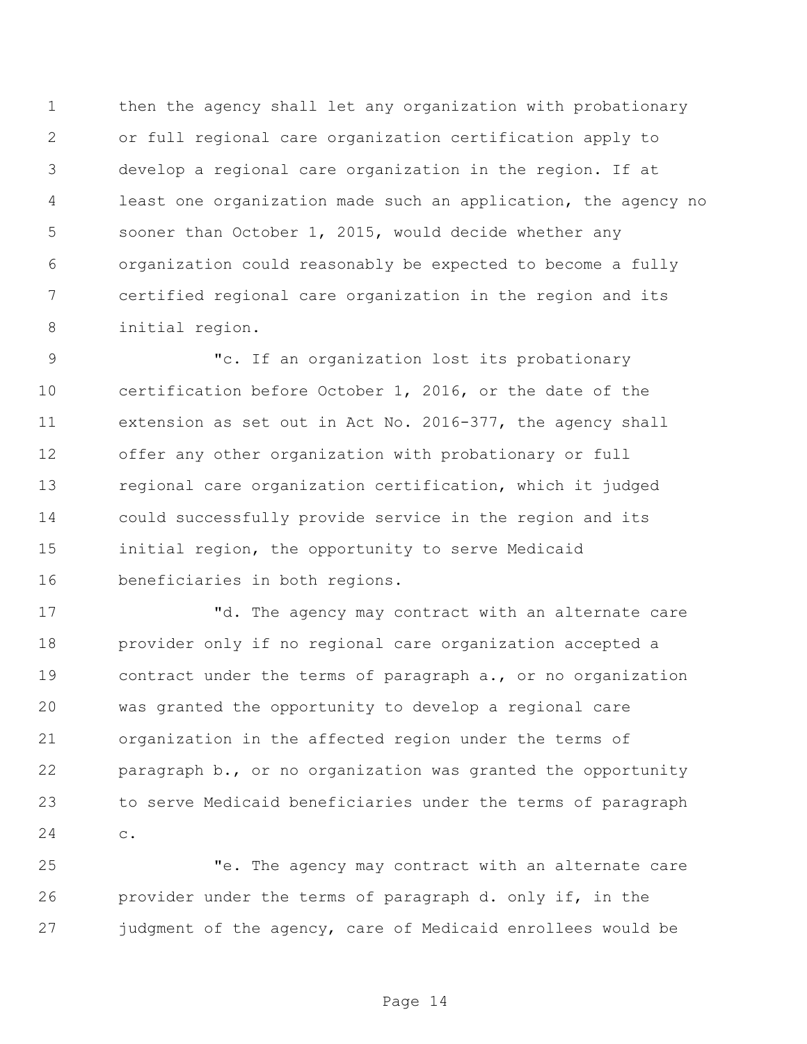then the agency shall let any organization with probationary or full regional care organization certification apply to develop a regional care organization in the region. If at least one organization made such an application, the agency no sooner than October 1, 2015, would decide whether any organization could reasonably be expected to become a fully certified regional care organization in the region and its initial region.

"c. If an organization lost its probationary certification before October 1, 2016, or the date of the extension as set out in Act No. 2016-377, the agency shall offer any other organization with probationary or full regional care organization certification, which it judged could successfully provide service in the region and its initial region, the opportunity to serve Medicaid beneficiaries in both regions.

"d. The agency may contract with an alternate care provider only if no regional care organization accepted a contract under the terms of paragraph a., or no organization was granted the opportunity to develop a regional care organization in the affected region under the terms of paragraph b., or no organization was granted the opportunity to serve Medicaid beneficiaries under the terms of paragraph c.

"e. The agency may contract with an alternate care provider under the terms of paragraph d. only if, in the judgment of the agency, care of Medicaid enrollees would be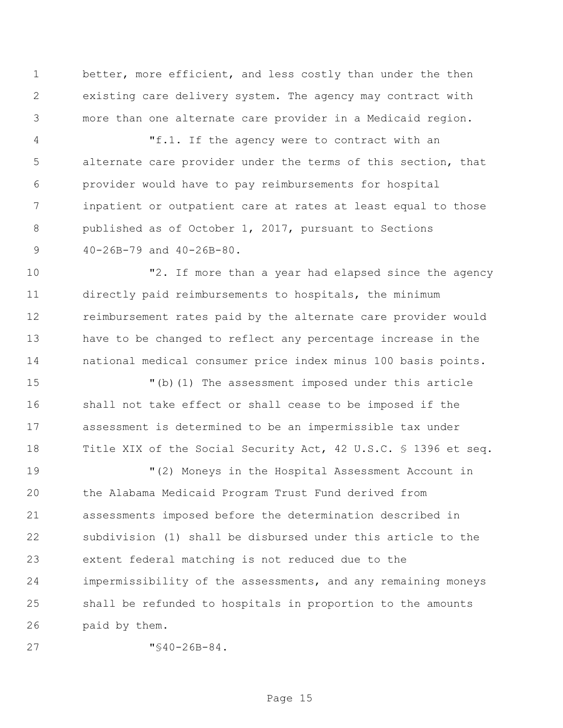better, more efficient, and less costly than under the then existing care delivery system. The agency may contract with more than one alternate care provider in a Medicaid region.

"f.1. If the agency were to contract with an alternate care provider under the terms of this section, that provider would have to pay reimbursements for hospital inpatient or outpatient care at rates at least equal to those published as of October 1, 2017, pursuant to Sections 40-26B-79 and 40-26B-80.

"2. If more than a year had elapsed since the agency directly paid reimbursements to hospitals, the minimum reimbursement rates paid by the alternate care provider would have to be changed to reflect any percentage increase in the national medical consumer price index minus 100 basis points.

"(b)(1) The assessment imposed under this article shall not take effect or shall cease to be imposed if the assessment is determined to be an impermissible tax under Title XIX of the Social Security Act, 42 U.S.C. § 1396 et seq.

"(2) Moneys in the Hospital Assessment Account in the Alabama Medicaid Program Trust Fund derived from assessments imposed before the determination described in subdivision (1) shall be disbursed under this article to the extent federal matching is not reduced due to the impermissibility of the assessments, and any remaining moneys shall be refunded to hospitals in proportion to the amounts paid by them.

"§40-26B-84.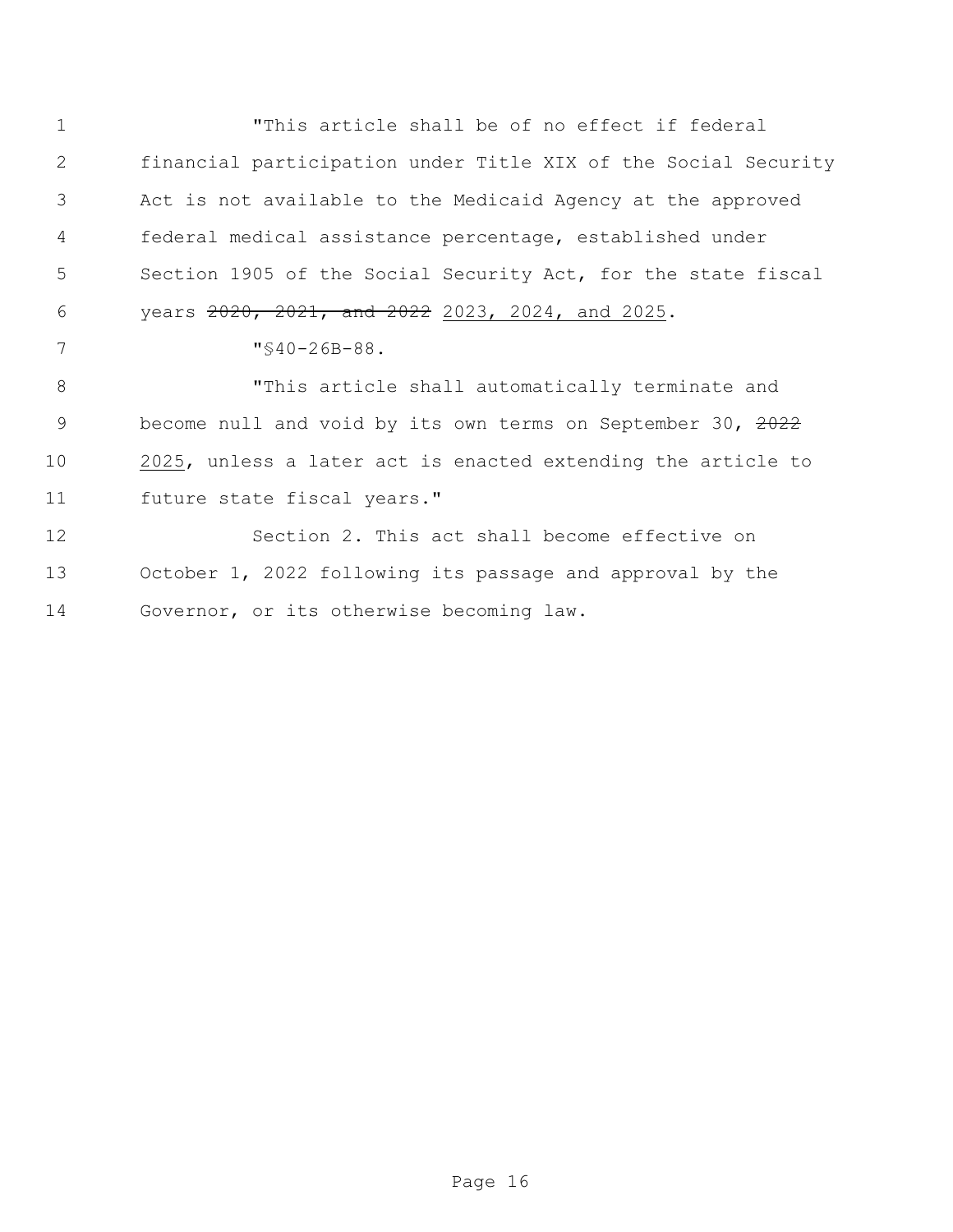"This article shall be of no effect if federal financial participation under Title XIX of the Social Security Act is not available to the Medicaid Agency at the approved federal medical assistance percentage, established under Section 1905 of the Social Security Act, for the state fiscal years ~~2020, 2021, and 2022~~ <u>2023, 2024, and 2025</u>.

"§40-26B-88.

"This article shall automatically terminate and become null and void by its own terms on September 30, ~~2022~~ <u>2025</u>, unless a later act is enacted extending the article to future state fiscal years."

Section 2. This act shall become effective on October 1, 2022 following its passage and approval by the Governor, or its otherwise becoming law.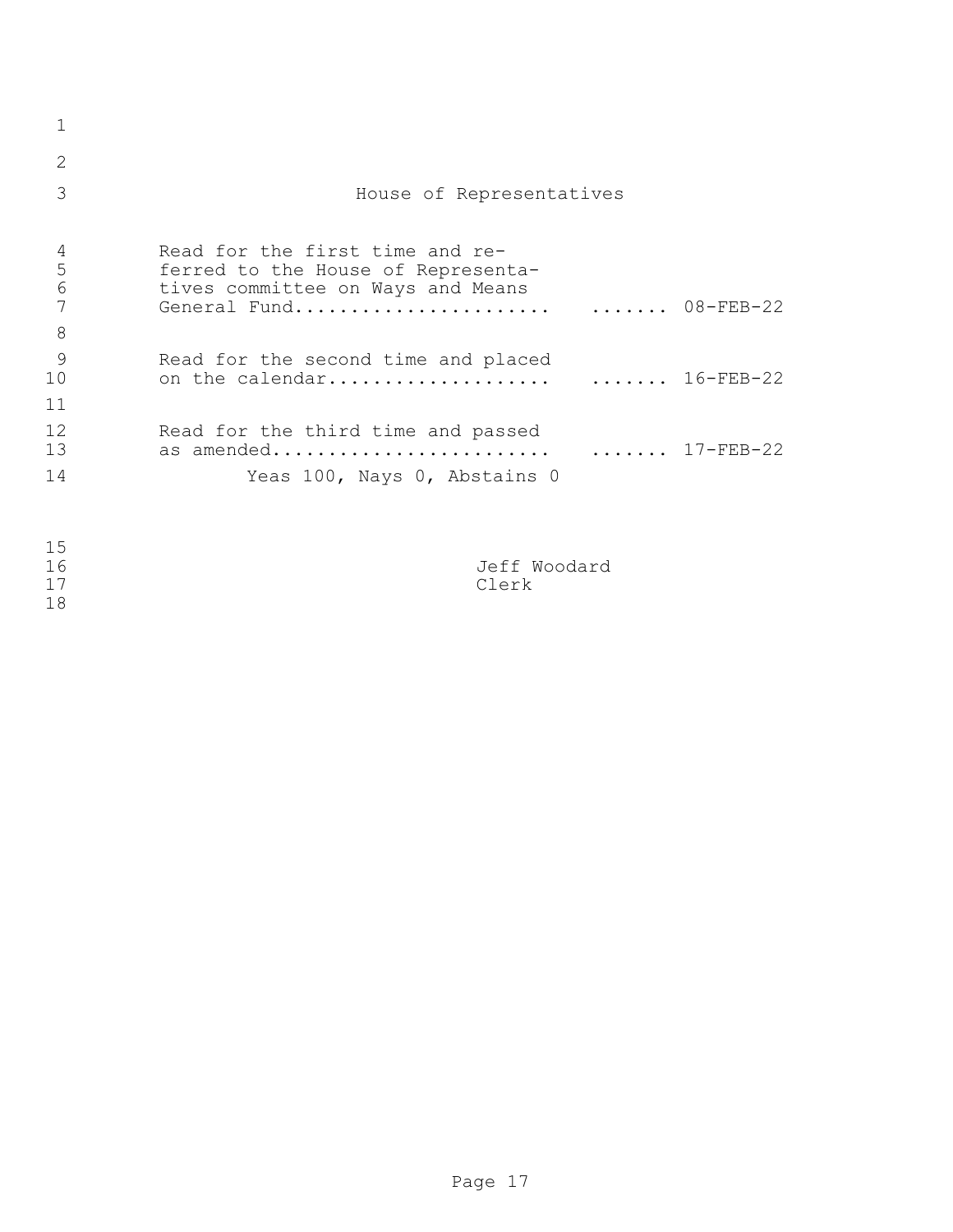House of Representatives

Read for the first time and referred to the House of Representatives committee on Ways and Means General Fund...................... ....... 08-FEB-22

Read for the second time and placed on the calendar.................... ....... 16-FEB-22

Read for the third time and passed as amended........................ ....... 17-FEB-22

Yeas 100, Nays 0, Abstains 0

Jeff Woodard
Clerk